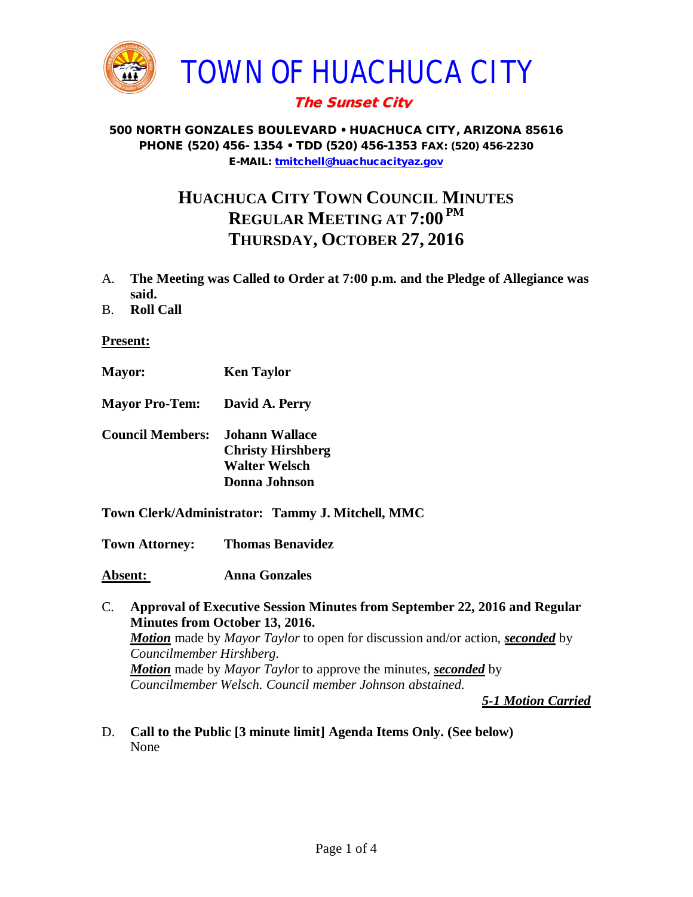# TOWN OF HUACHUCA CITY

***The Sunset City***

**500 NORTH GONZALES BOULEVARD • HUACHUCA CITY, ARIZONA 85616**
**PHONE (520) 456- 1354 • TDD (520) 456-1353 FAX: (520) 456-2230**
**E-MAIL: tmitchell@huachucacityaz.gov**

## HUACHUCA CITY TOWN COUNCIL MINUTES
## REGULAR MEETING AT 7:00 PM
## THURSDAY, OCTOBER 27, 2016

A. **The Meeting was Called to Order at 7:00 p.m. and the Pledge of Allegiance was said.**

B. **Roll Call**

**Present:**

**Mayor:** **Ken Taylor**

**Mayor Pro-Tem:** **David A. Perry**

**Council Members:** **Johann Wallace**
**Christy Hirshberg**
**Walter Welsch**
**Donna Johnson**

**Town Clerk/Administrator: Tammy J. Mitchell, MMC**

**Town Attorney: Thomas Benavidez**

**Absent:** **Anna Gonzales**

C. **Approval of Executive Session Minutes from September 22, 2016 and Regular Minutes from October 13, 2016.**
***Motion*** made by *Mayor Taylor* to open for discussion and/or action, ***seconded*** by *Councilmember Hirshberg.*
***Motion*** made by *Mayor Taylor* to approve the minutes, ***seconded*** by *Councilmember Welsch. Council member Johnson abstained.*

***5-1 Motion Carried***

D. **Call to the Public [3 minute limit] Agenda Items Only. (See below)**
None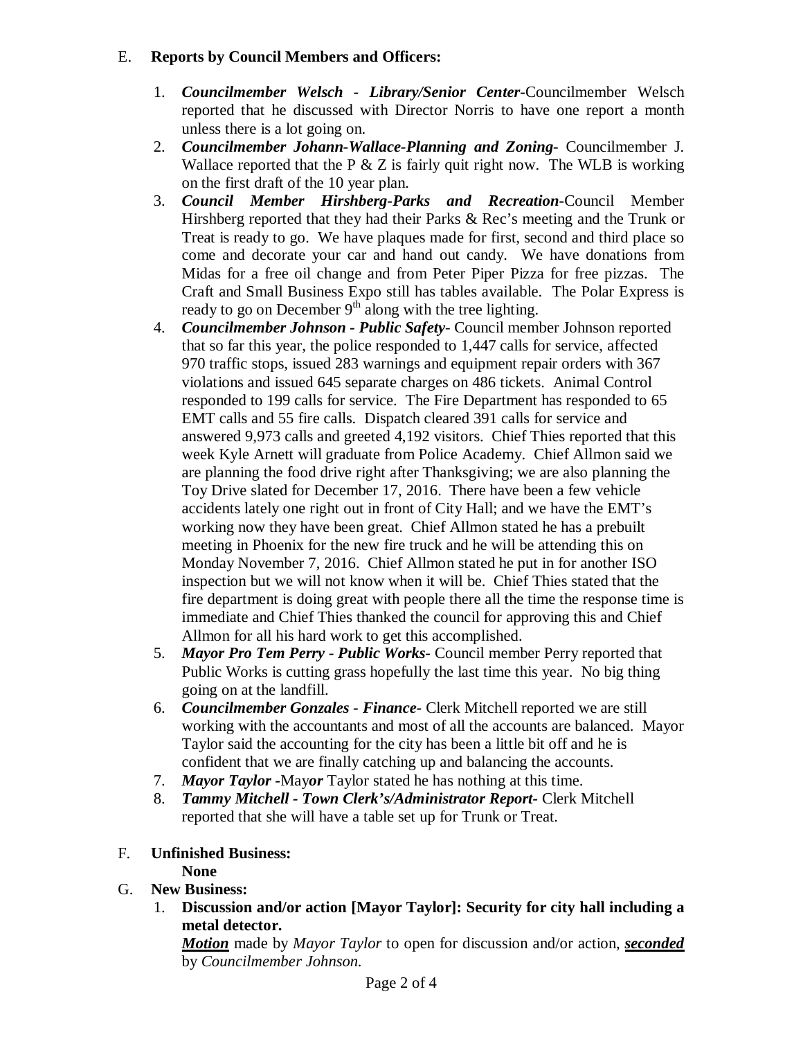E. **Reports by Council Members and Officers:**

1. ***Councilmember Welsch - Library/Senior Center-***Councilmember Welsch reported that he discussed with Director Norris to have one report a month unless there is a lot going on.
2. ***Councilmember Johann-Wallace-Planning and Zoning-*** Councilmember J. Wallace reported that the P & Z is fairly quit right now. The WLB is working on the first draft of the 10 year plan.
3. ***Council Member Hirshberg-Parks and Recreation-***Council Member Hirshberg reported that they had their Parks & Rec's meeting and the Trunk or Treat is ready to go. We have plaques made for first, second and third place so come and decorate your car and hand out candy. We have donations from Midas for a free oil change and from Peter Piper Pizza for free pizzas. The Craft and Small Business Expo still has tables available. The Polar Express is ready to go on December 9th along with the tree lighting.
4. ***Councilmember Johnson - Public Safety-*** Council member Johnson reported that so far this year, the police responded to 1,447 calls for service, affected 970 traffic stops, issued 283 warnings and equipment repair orders with 367 violations and issued 645 separate charges on 486 tickets. Animal Control responded to 199 calls for service. The Fire Department has responded to 65 EMT calls and 55 fire calls. Dispatch cleared 391 calls for service and answered 9,973 calls and greeted 4,192 visitors. Chief Thies reported that this week Kyle Arnett will graduate from Police Academy. Chief Allmon said we are planning the food drive right after Thanksgiving; we are also planning the Toy Drive slated for December 17, 2016. There have been a few vehicle accidents lately one right out in front of City Hall; and we have the EMT's working now they have been great. Chief Allmon stated he has a prebuilt meeting in Phoenix for the new fire truck and he will be attending this on Monday November 7, 2016. Chief Allmon stated he put in for another ISO inspection but we will not know when it will be. Chief Thies stated that the fire department is doing great with people there all the time the response time is immediate and Chief Thies thanked the council for approving this and Chief Allmon for all his hard work to get this accomplished.
5. ***Mayor Pro Tem Perry - Public Works-*** Council member Perry reported that Public Works is cutting grass hopefully the last time this year. No big thing going on at the landfill.
6. ***Councilmember Gonzales - Finance-*** Clerk Mitchell reported we are still working with the accountants and most of all the accounts are balanced. Mayor Taylor said the accounting for the city has been a little bit off and he is confident that we are finally catching up and balancing the accounts.
7. ***Mayor Taylor -***May***or*** Taylor stated he has nothing at this time.
8. ***Tammy Mitchell - Town Clerk's/Administrator Report-*** Clerk Mitchell reported that she will have a table set up for Trunk or Treat.

F. **Unfinished Business:**

**None**

G. **New Business:**

1. **Discussion and/or action [Mayor Taylor]: Security for city hall including a metal detector.**

   ***Motion*** made by *Mayor Taylor* to open for discussion and/or action, ***seconded*** by *Councilmember Johnson.*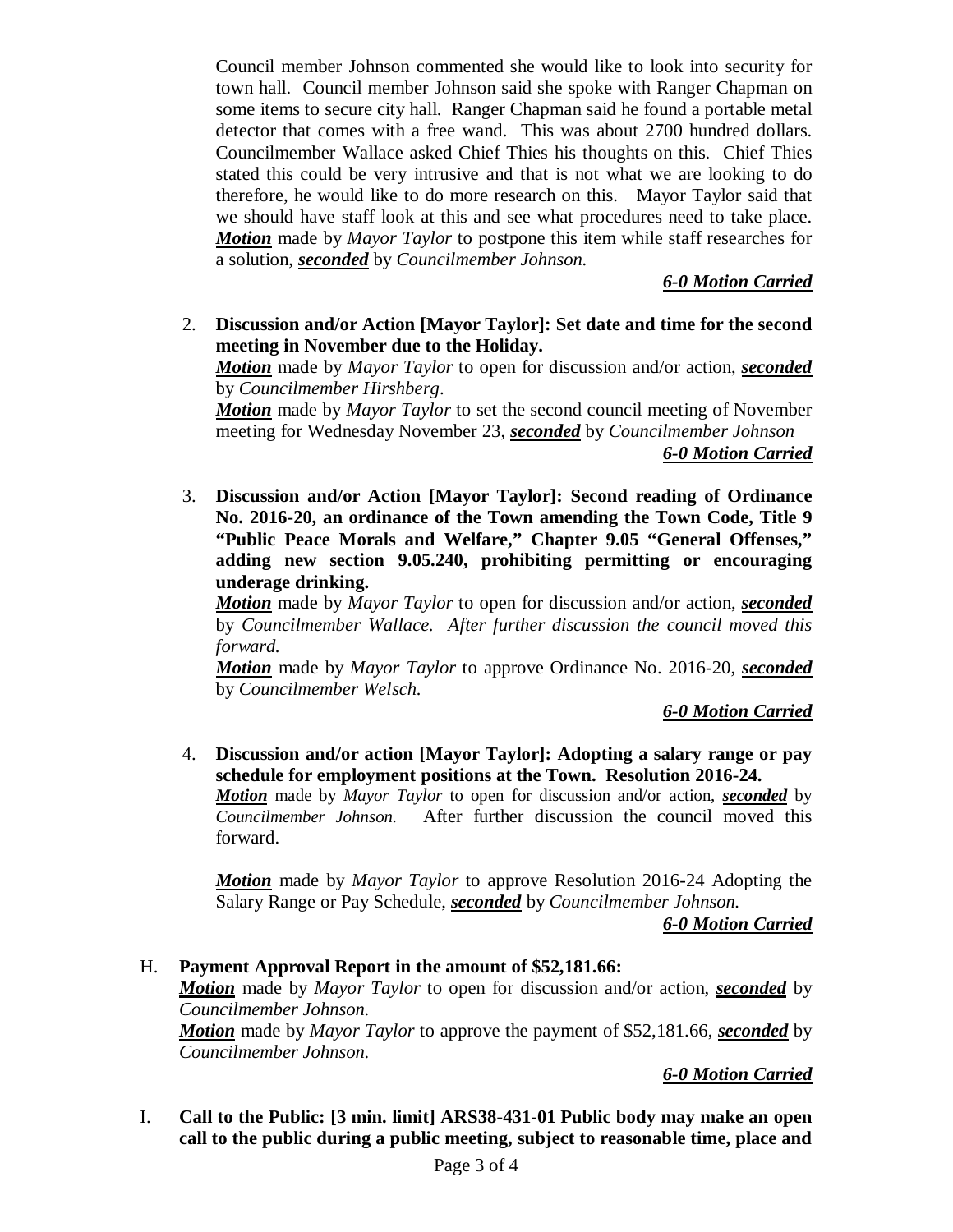Council member Johnson commented she would like to look into security for town hall. Council member Johnson said she spoke with Ranger Chapman on some items to secure city hall. Ranger Chapman said he found a portable metal detector that comes with a free wand. This was about 2700 hundred dollars. Councilmember Wallace asked Chief Thies his thoughts on this. Chief Thies stated this could be very intrusive and that is not what we are looking to do therefore, he would like to do more research on this. Mayor Taylor said that we should have staff look at this and see what procedures need to take place. ***Motion*** made by *Mayor Taylor* to postpone this item while staff researches for a solution, ***seconded*** by *Councilmember Johnson.*

***6-0 Motion Carried***

2. **Discussion and/or Action [Mayor Taylor]: Set date and time for the second meeting in November due to the Holiday.**

   ***Motion*** made by *Mayor Taylor* to open for discussion and/or action, ***seconded*** by *Councilmember Hirshberg*.

   ***Motion*** made by *Mayor Taylor* to set the second council meeting of November meeting for Wednesday November 23, ***seconded*** by *Councilmember Johnson*

   ***6-0 Motion Carried***

3. **Discussion and/or Action [Mayor Taylor]: Second reading of Ordinance No. 2016-20, an ordinance of the Town amending the Town Code, Title 9 "Public Peace Morals and Welfare," Chapter 9.05 "General Offenses," adding new section 9.05.240, prohibiting permitting or encouraging underage drinking.**

   ***Motion*** made by *Mayor Taylor* to open for discussion and/or action, ***seconded*** by *Councilmember Wallace. After further discussion the council moved this forward.*

   ***Motion*** made by *Mayor Taylor* to approve Ordinance No. 2016-20, ***seconded*** by *Councilmember Welsch.*

   ***6-0 Motion Carried***

4. **Discussion and/or action [Mayor Taylor]: Adopting a salary range or pay schedule for employment positions at the Town. Resolution 2016-24.**

   ***Motion*** made by *Mayor Taylor* to open for discussion and/or action, ***seconded*** by *Councilmember Johnson.* After further discussion the council moved this forward.

   ***Motion*** made by *Mayor Taylor* to approve Resolution 2016-24 Adopting the Salary Range or Pay Schedule, ***seconded*** by *Councilmember Johnson.*

   ***6-0 Motion Carried***

H. **Payment Approval Report in the amount of $52,181.66:**

   ***Motion*** made by *Mayor Taylor* to open for discussion and/or action, ***seconded*** by *Councilmember Johnson.*

   ***Motion*** made by *Mayor Taylor* to approve the payment of $52,181.66, ***seconded*** by *Councilmember Johnson.*

   ***6-0 Motion Carried***

I. **Call to the Public: [3 min. limit] ARS38-431-01 Public body may make an open call to the public during a public meeting, subject to reasonable time, place and**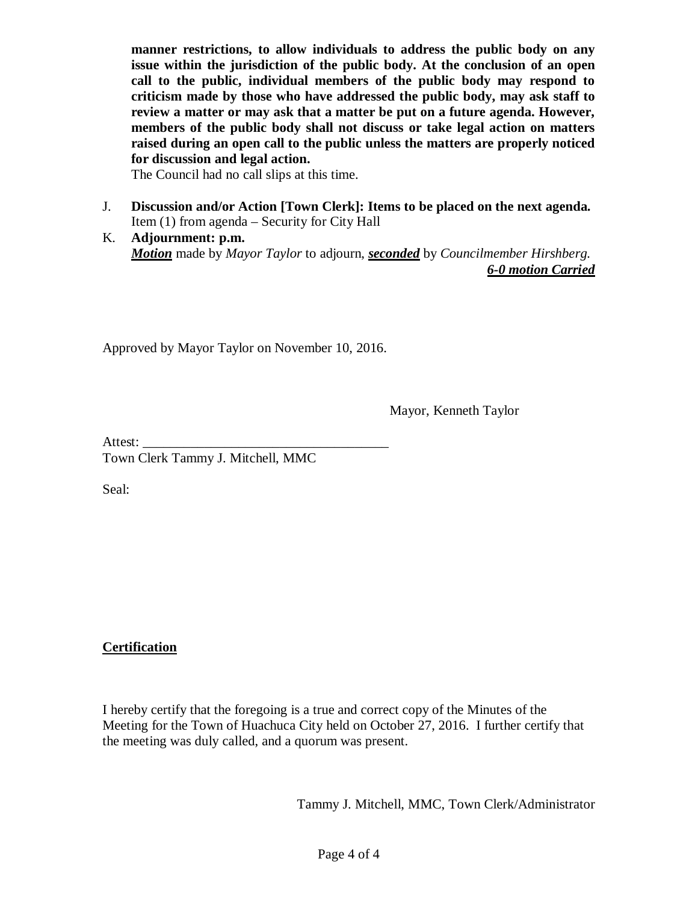**manner restrictions, to allow individuals to address the public body on any issue within the jurisdiction of the public body. At the conclusion of an open call to the public, individual members of the public body may respond to criticism made by those who have addressed the public body, may ask staff to review a matter or may ask that a matter be put on a future agenda. However, members of the public body shall not discuss or take legal action on matters raised during an open call to the public unless the matters are properly noticed for discussion and legal action.**

The Council had no call slips at this time.

J. **Discussion and/or Action [Town Clerk]: Items to be placed on the next agenda.**
Item (1) from agenda – Security for City Hall

K. **Adjournment: p.m.**
***Motion*** made by *Mayor Taylor* to adjourn, ***seconded*** by *Councilmember Hirshberg.*
***6-0 motion Carried***

Approved by Mayor Taylor on November 10, 2016.

Mayor, Kenneth Taylor

Attest: ____________________________________
Town Clerk Tammy J. Mitchell, MMC

Seal:

**Certification**

I hereby certify that the foregoing is a true and correct copy of the Minutes of the Meeting for the Town of Huachuca City held on October 27, 2016. I further certify that the meeting was duly called, and a quorum was present.

Tammy J. Mitchell, MMC, Town Clerk/Administrator